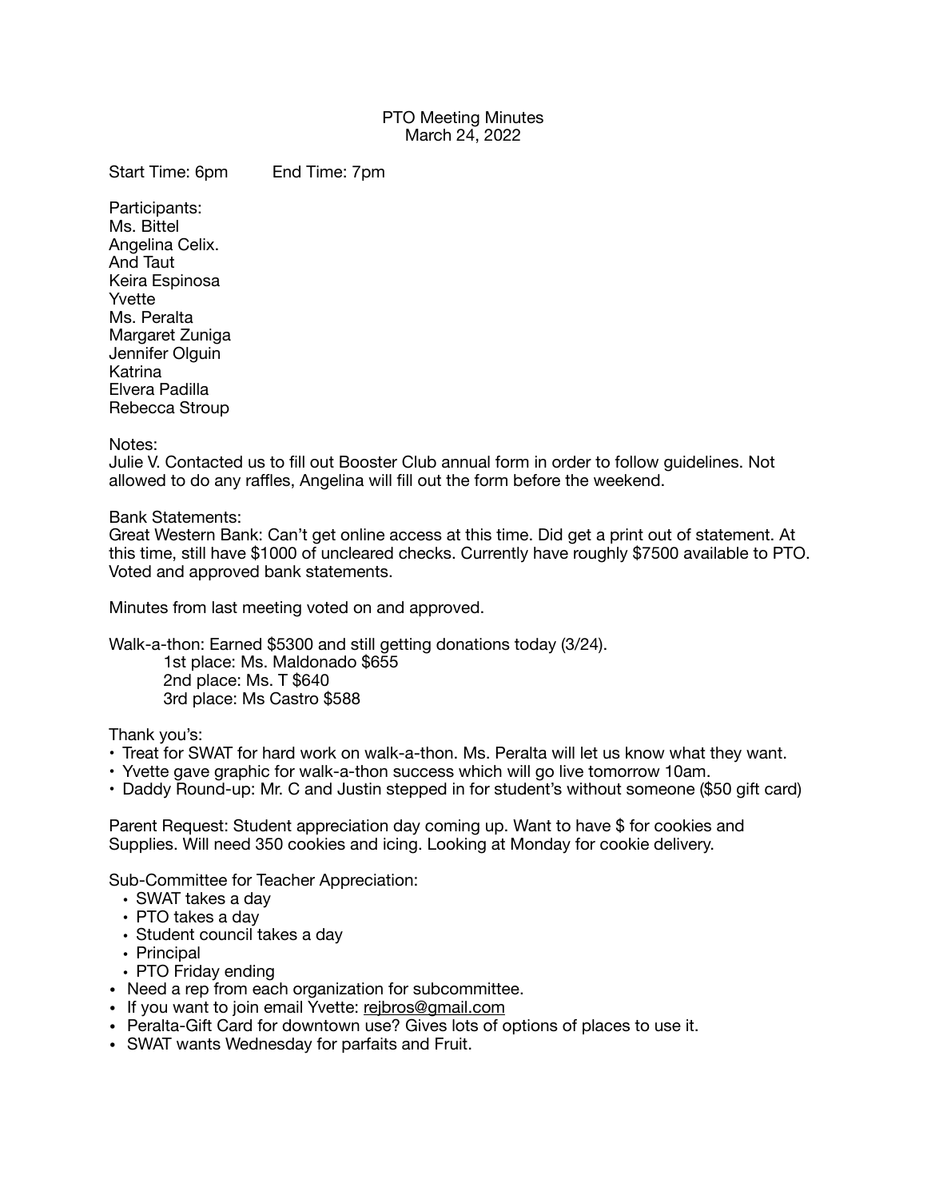# PTO Meeting Minutes
March 24, 2022

Start Time: 6pm  End Time: 7pm

Participants:
Ms. Bittel
Angelina Celix.
And Taut
Keira Espinosa
Yvette
Ms. Peralta
Margaret Zuniga
Jennifer Olguin
Katrina
Elvera Padilla
Rebecca Stroup

Notes:
Julie V. Contacted us to fill out Booster Club annual form in order to follow guidelines. Not allowed to do any raffles, Angelina will fill out the form before the weekend.

Bank Statements:
Great Western Bank: Can't get online access at this time. Did get a print out of statement. At this time, still have $1000 of uncleared checks. Currently have roughly $7500 available to PTO. Voted and approved bank statements.

Minutes from last meeting voted on and approved.

Walk-a-thon: Earned $5300 and still getting donations today (3/24).
  1st place: Ms. Maldonado $655
  2nd place: Ms. T $640
  3rd place: Ms Castro $588

Thank you's:
- Treat for SWAT for hard work on walk-a-thon. Ms. Peralta will let us know what they want.
- Yvette gave graphic for walk-a-thon success which will go live tomorrow 10am.
- Daddy Round-up: Mr. C and Justin stepped in for student's without someone ($50 gift card)

Parent Request: Student appreciation day coming up. Want to have $ for cookies and Supplies. Will need 350 cookies and icing. Looking at Monday for cookie delivery.

Sub-Committee for Teacher Appreciation:
  - SWAT takes a day
  - PTO takes a day
  - Student council takes a day
  - Principal
  - PTO Friday ending
- Need a rep from each organization for subcommittee.
- If you want to join email Yvette: rejbros@gmail.com
- Peralta-Gift Card for downtown use? Gives lots of options of places to use it.
- SWAT wants Wednesday for parfaits and Fruit.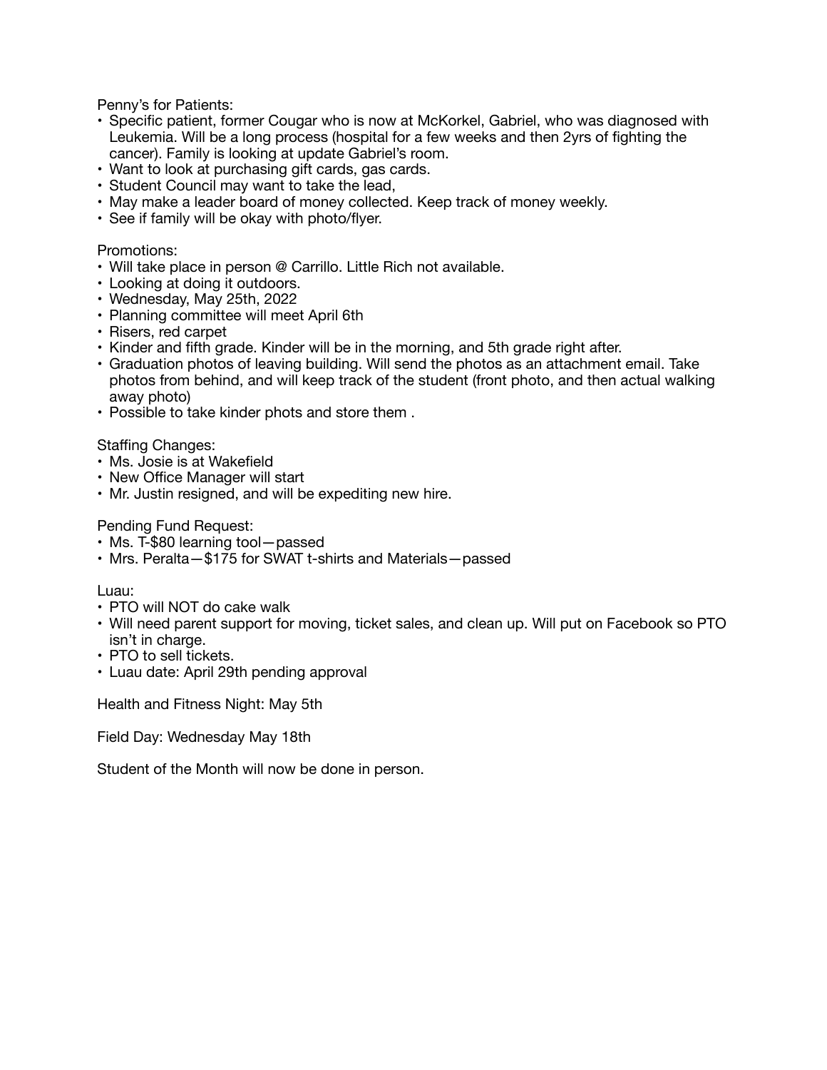Penny's for Patients:

- Specific patient, former Cougar who is now at McKorkel, Gabriel, who was diagnosed with Leukemia. Will be a long process (hospital for a few weeks and then 2yrs of fighting the cancer). Family is looking at update Gabriel's room.
- Want to look at purchasing gift cards, gas cards.
- Student Council may want to take the lead,
- May make a leader board of money collected. Keep track of money weekly.
- See if family will be okay with photo/flyer.

Promotions:

- Will take place in person @ Carrillo. Little Rich not available.
- Looking at doing it outdoors.
- Wednesday, May 25th, 2022
- Planning committee will meet April 6th
- Risers, red carpet
- Kinder and fifth grade. Kinder will be in the morning, and 5th grade right after.
- Graduation photos of leaving building. Will send the photos as an attachment email. Take photos from behind, and will keep track of the student (front photo, and then actual walking away photo)
- Possible to take kinder phots and store them .

Staffing Changes:

- Ms. Josie is at Wakefield
- New Office Manager will start
- Mr. Justin resigned, and will be expediting new hire.

Pending Fund Request:

- Ms. T-$80 learning tool—passed
- Mrs. Peralta—$175 for SWAT t-shirts and Materials—passed

Luau:

- PTO will NOT do cake walk
- Will need parent support for moving, ticket sales, and clean up. Will put on Facebook so PTO isn't in charge.
- PTO to sell tickets.
- Luau date: April 29th pending approval

Health and Fitness Night: May 5th

Field Day: Wednesday May 18th

Student of the Month will now be done in person.